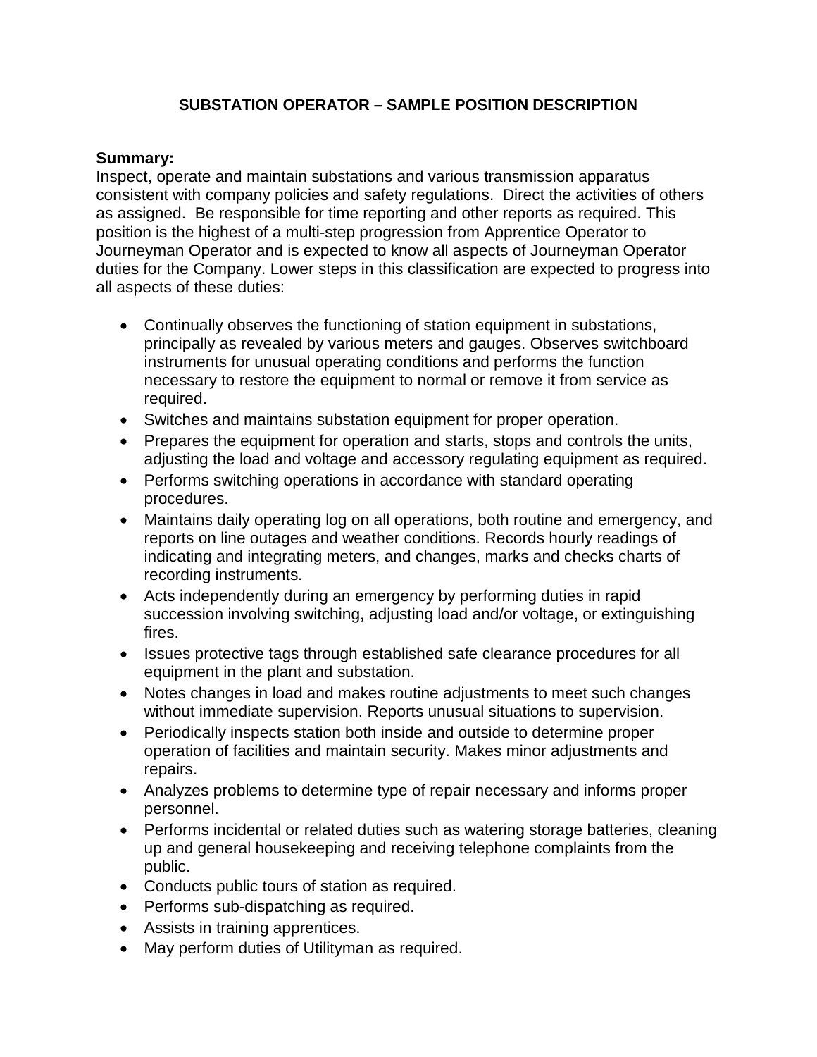# SUBSTATION OPERATOR – SAMPLE POSITION DESCRIPTION

**Summary:**
Inspect, operate and maintain substations and various transmission apparatus consistent with company policies and safety regulations. Direct the activities of others as assigned. Be responsible for time reporting and other reports as required. This position is the highest of a multi-step progression from Apprentice Operator to Journeyman Operator and is expected to know all aspects of Journeyman Operator duties for the Company. Lower steps in this classification are expected to progress into all aspects of these duties:

- Continually observes the functioning of station equipment in substations, principally as revealed by various meters and gauges. Observes switchboard instruments for unusual operating conditions and performs the function necessary to restore the equipment to normal or remove it from service as required.
- Switches and maintains substation equipment for proper operation.
- Prepares the equipment for operation and starts, stops and controls the units, adjusting the load and voltage and accessory regulating equipment as required.
- Performs switching operations in accordance with standard operating procedures.
- Maintains daily operating log on all operations, both routine and emergency, and reports on line outages and weather conditions. Records hourly readings of indicating and integrating meters, and changes, marks and checks charts of recording instruments.
- Acts independently during an emergency by performing duties in rapid succession involving switching, adjusting load and/or voltage, or extinguishing fires.
- Issues protective tags through established safe clearance procedures for all equipment in the plant and substation.
- Notes changes in load and makes routine adjustments to meet such changes without immediate supervision. Reports unusual situations to supervision.
- Periodically inspects station both inside and outside to determine proper operation of facilities and maintain security. Makes minor adjustments and repairs.
- Analyzes problems to determine type of repair necessary and informs proper personnel.
- Performs incidental or related duties such as watering storage batteries, cleaning up and general housekeeping and receiving telephone complaints from the public.
- Conducts public tours of station as required.
- Performs sub-dispatching as required.
- Assists in training apprentices.
- May perform duties of Utilityman as required.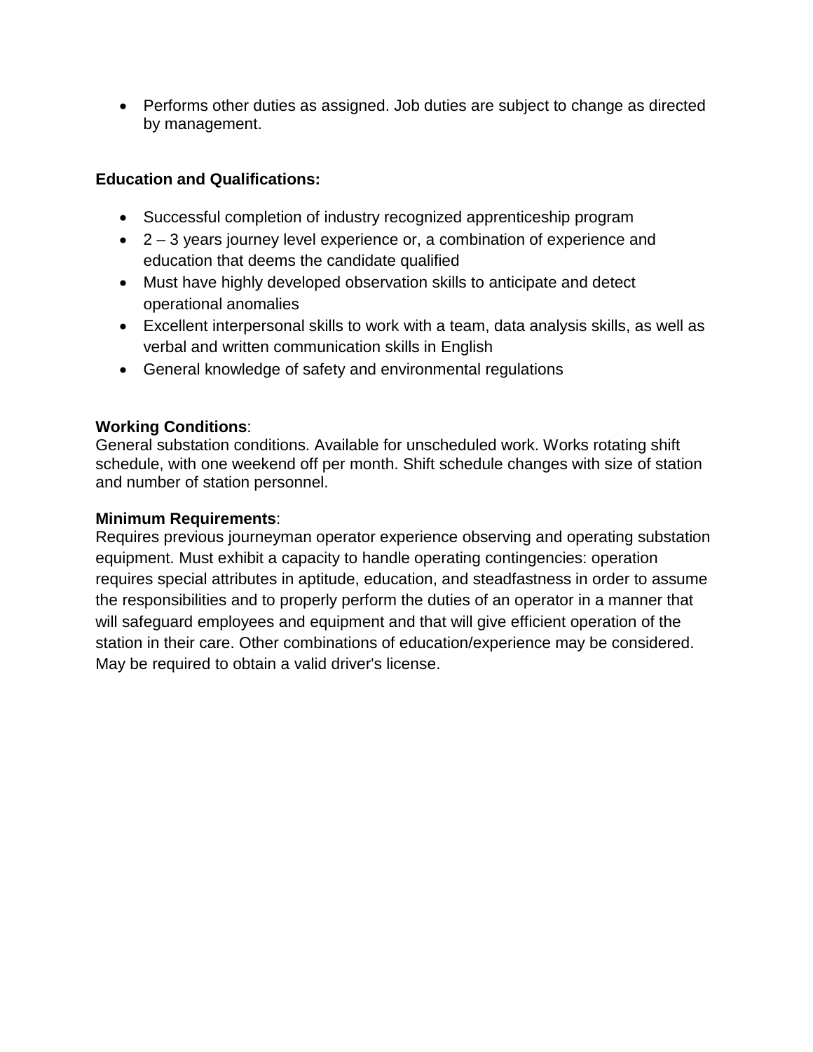- Performs other duties as assigned. Job duties are subject to change as directed by management.

**Education and Qualifications:**

- Successful completion of industry recognized apprenticeship program
- 2 – 3 years journey level experience or, a combination of experience and education that deems the candidate qualified
- Must have highly developed observation skills to anticipate and detect operational anomalies
- Excellent interpersonal skills to work with a team, data analysis skills, as well as verbal and written communication skills in English
- General knowledge of safety and environmental regulations

**Working Conditions**:
General substation conditions. Available for unscheduled work. Works rotating shift schedule, with one weekend off per month. Shift schedule changes with size of station and number of station personnel.

**Minimum Requirements**:
Requires previous journeyman operator experience observing and operating substation equipment. Must exhibit a capacity to handle operating contingencies: operation requires special attributes in aptitude, education, and steadfastness in order to assume the responsibilities and to properly perform the duties of an operator in a manner that will safeguard employees and equipment and that will give efficient operation of the station in their care. Other combinations of education/experience may be considered. May be required to obtain a valid driver's license.